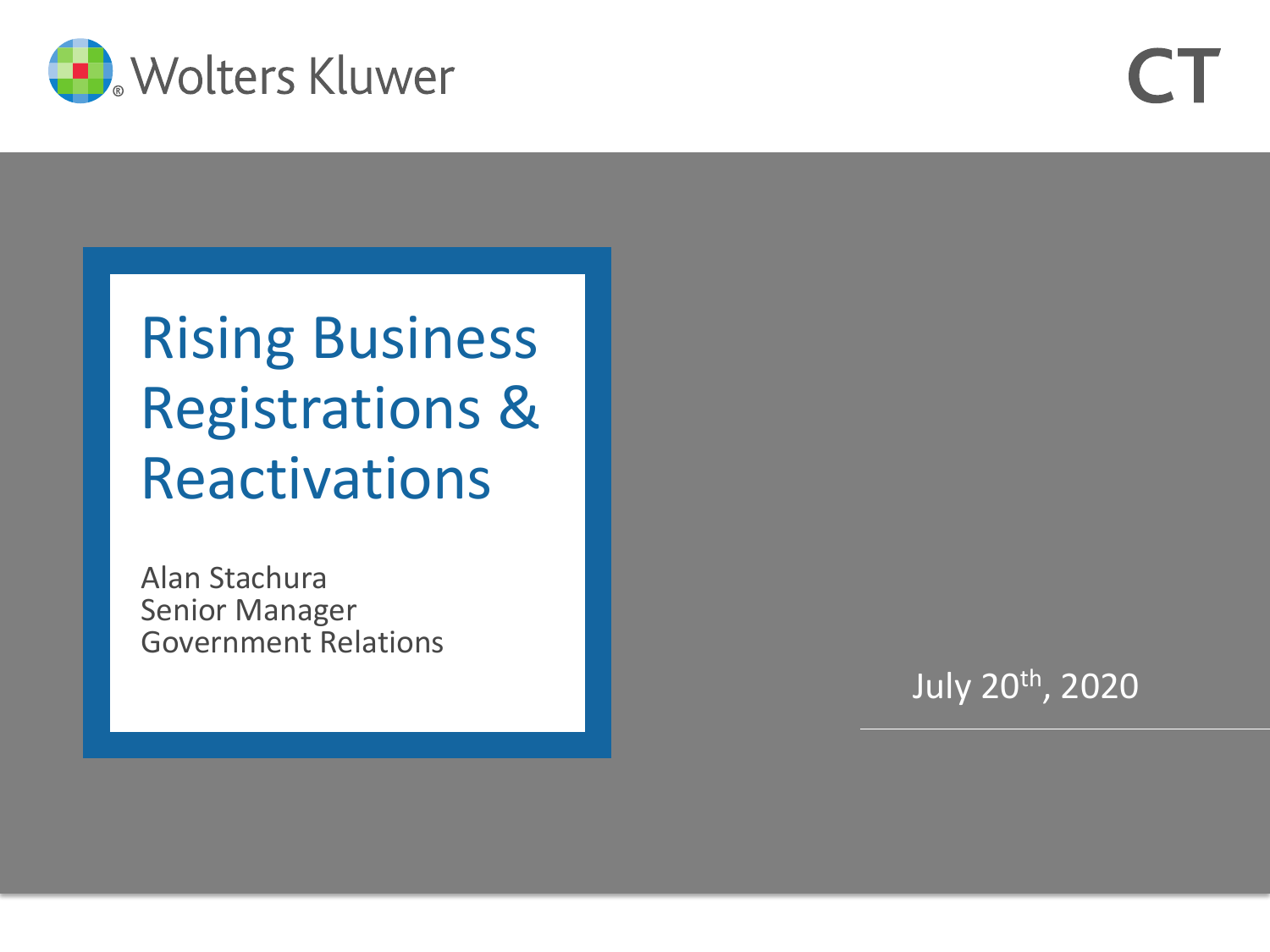Wolters Kluwer

CT

# Rising Business Registrations & Reactivations

Alan Stachura
Senior Manager
Government Relations

July 20th, 2020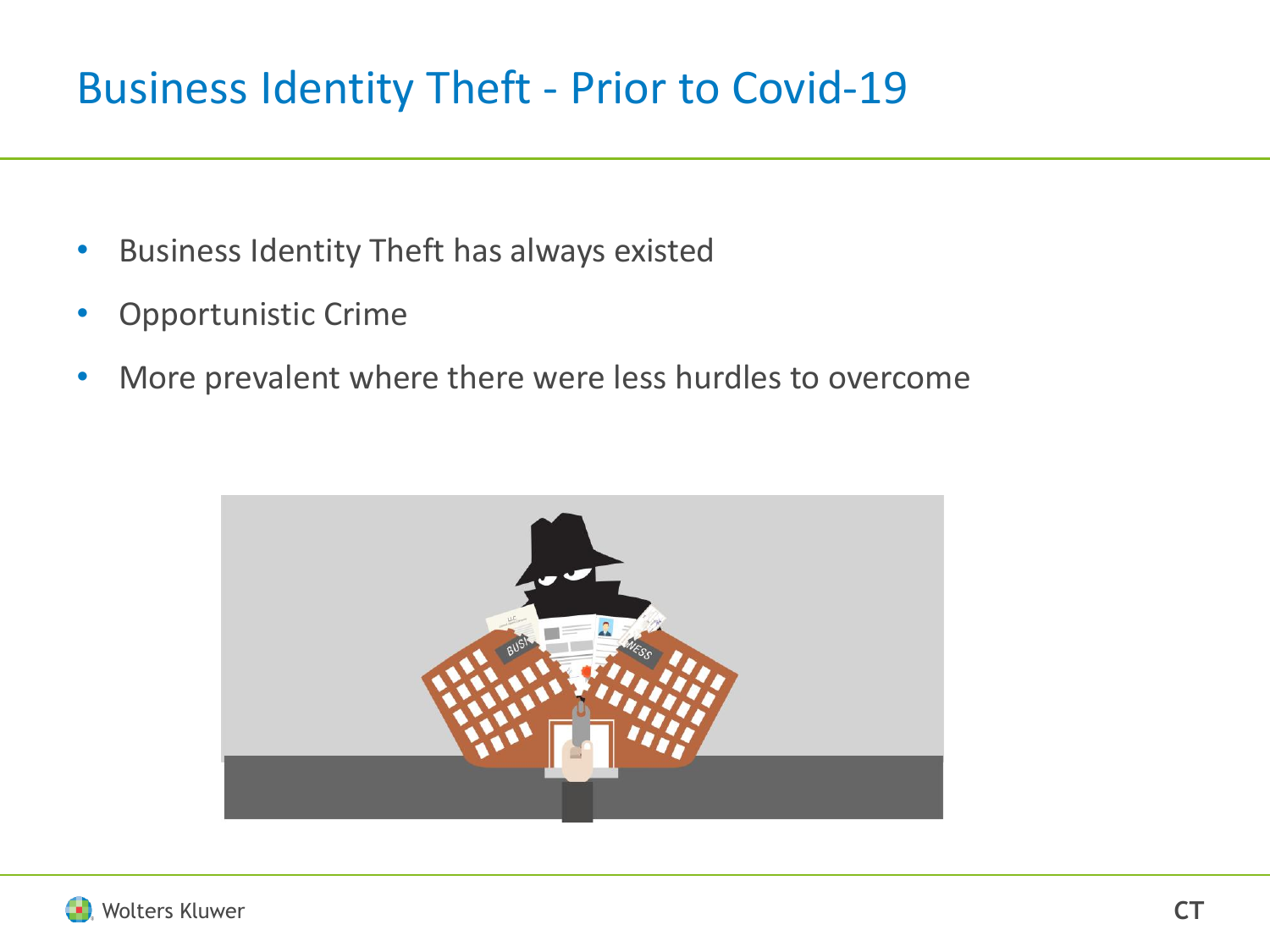# Business Identity Theft - Prior to Covid-19

- Business Identity Theft has always existed
- Opportunistic Crime
- More prevalent where there were less hurdles to overcome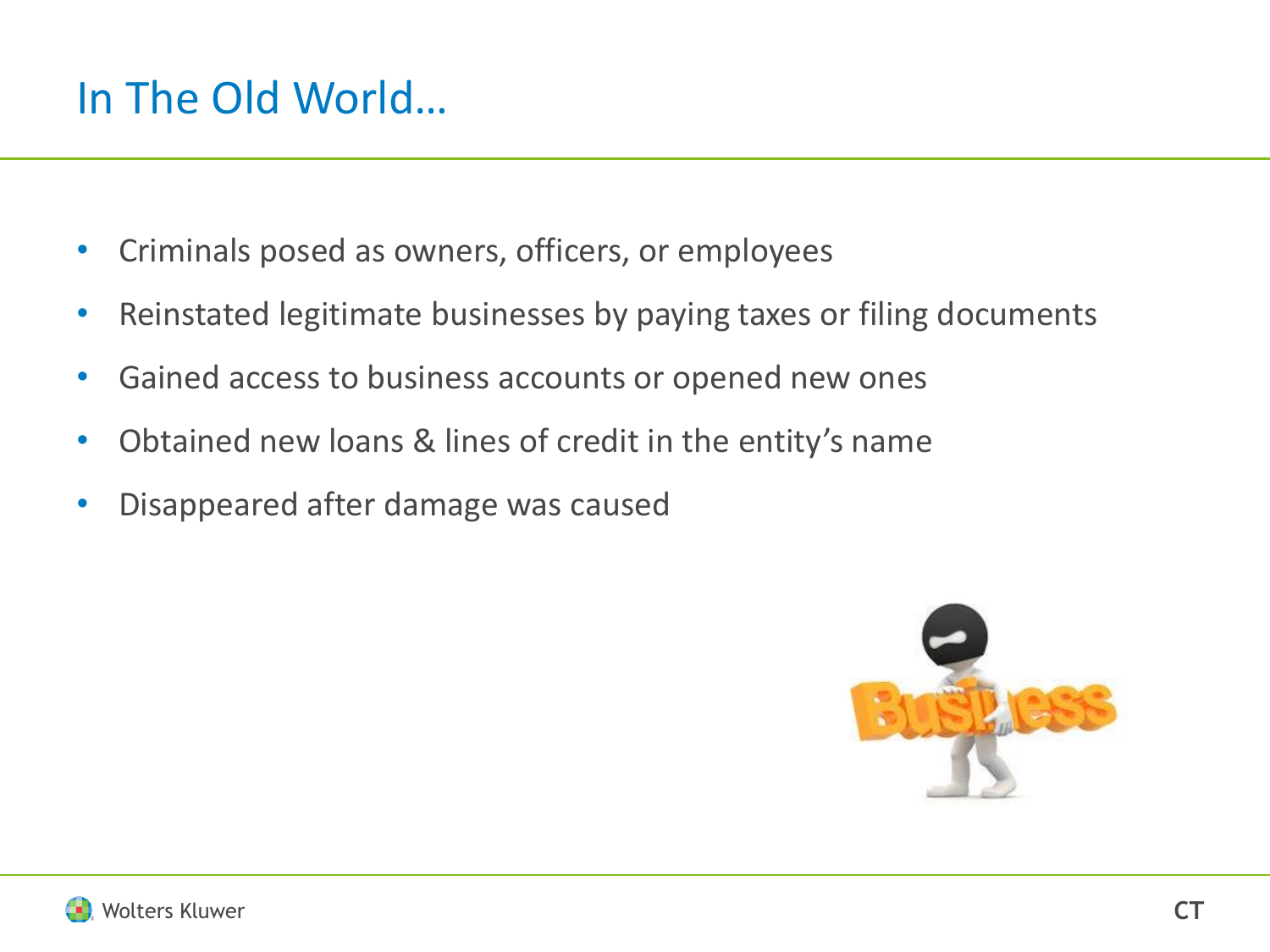## In The Old World…

- Criminals posed as owners, officers, or employees
- Reinstated legitimate businesses by paying taxes or filing documents
- Gained access to business accounts or opened new ones
- Obtained new loans & lines of credit in the entity's name
- Disappeared after damage was caused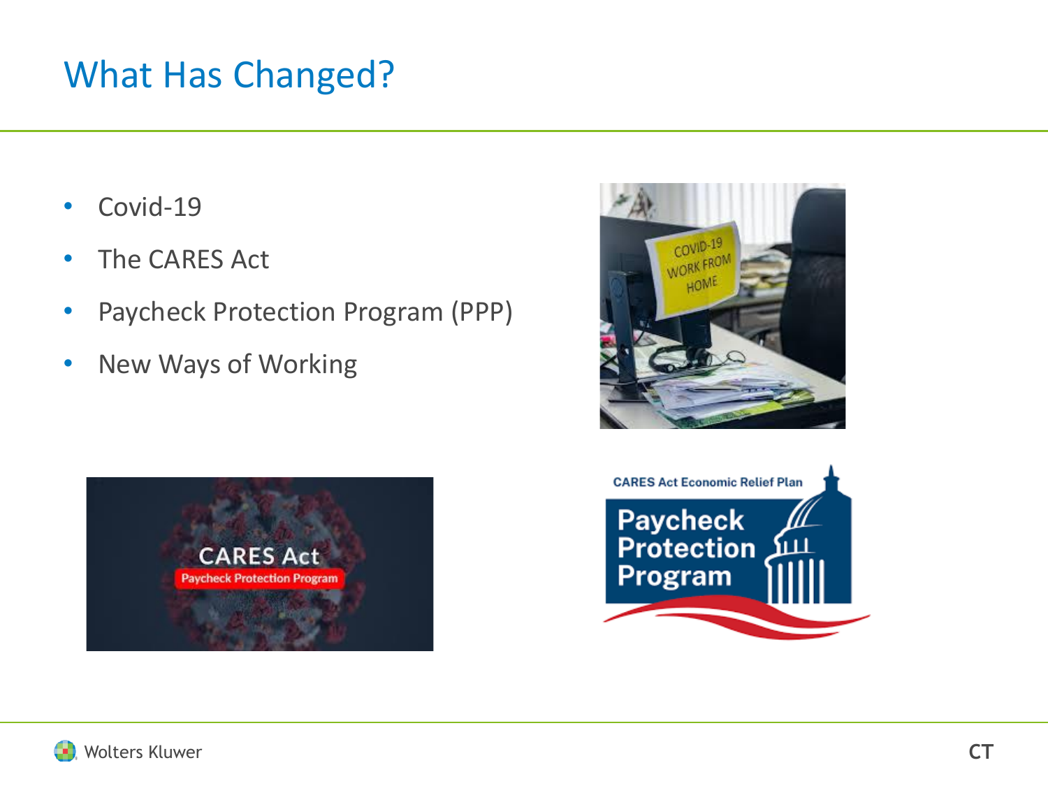# What Has Changed?

- Covid-19
- The CARES Act
- Paycheck Protection Program (PPP)
- New Ways of Working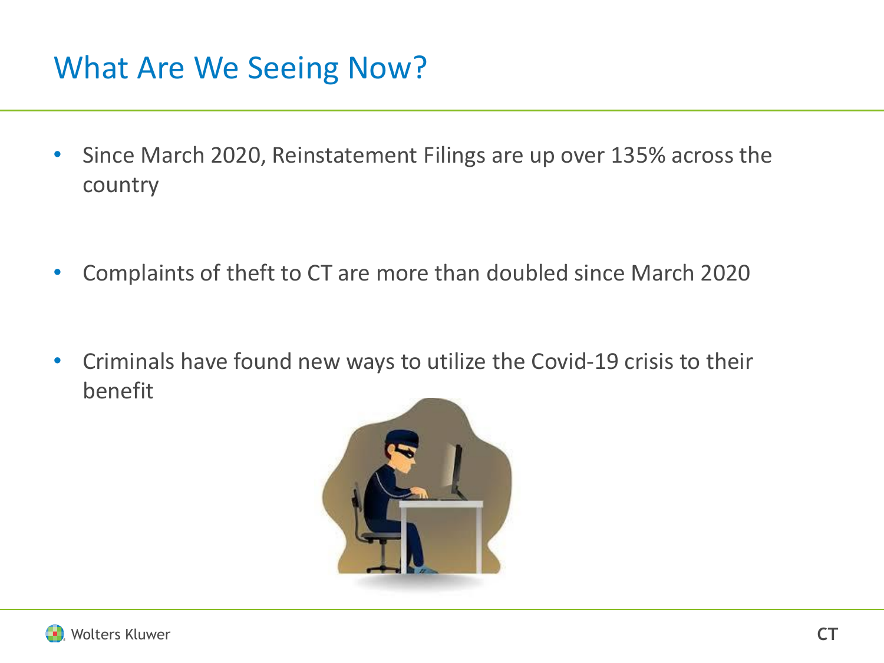# What Are We Seeing Now?

- Since March 2020, Reinstatement Filings are up over 135% across the country
- Complaints of theft to CT are more than doubled since March 2020
- Criminals have found new ways to utilize the Covid-19 crisis to their benefit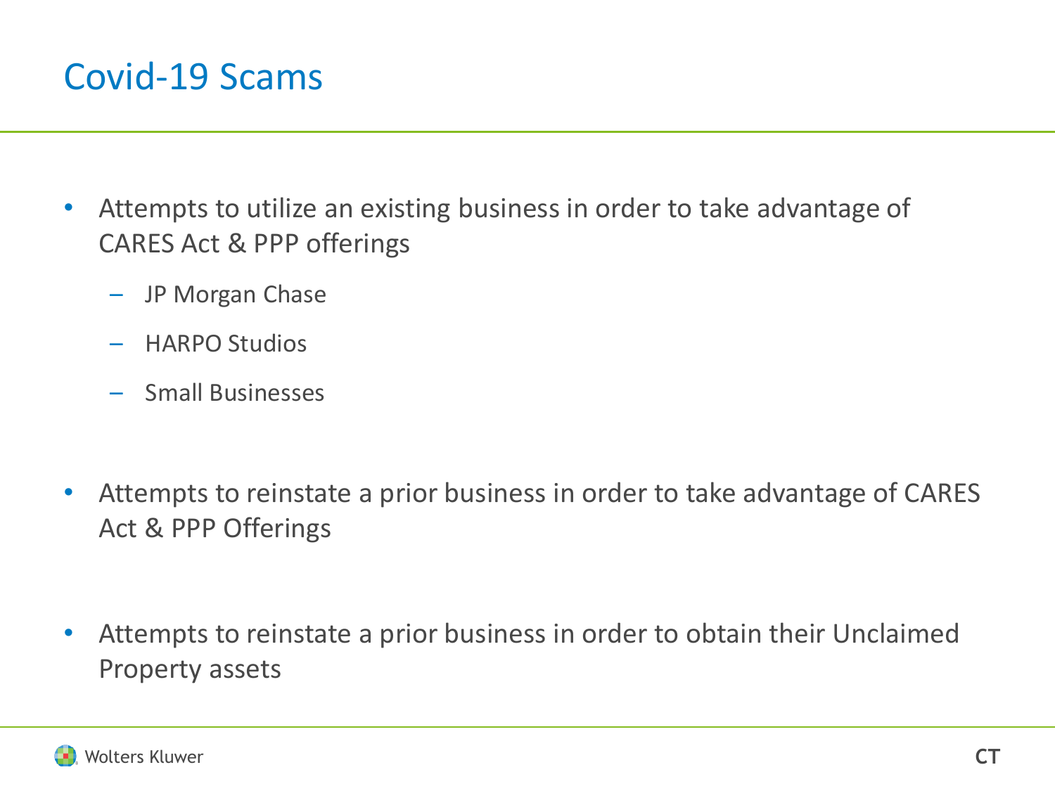# Covid-19 Scams

- Attempts to utilize an existing business in order to take advantage of CARES Act & PPP offerings
  - JP Morgan Chase
  - HARPO Studios
  - Small Businesses
- Attempts to reinstate a prior business in order to take advantage of CARES Act & PPP Offerings
- Attempts to reinstate a prior business in order to obtain their Unclaimed Property assets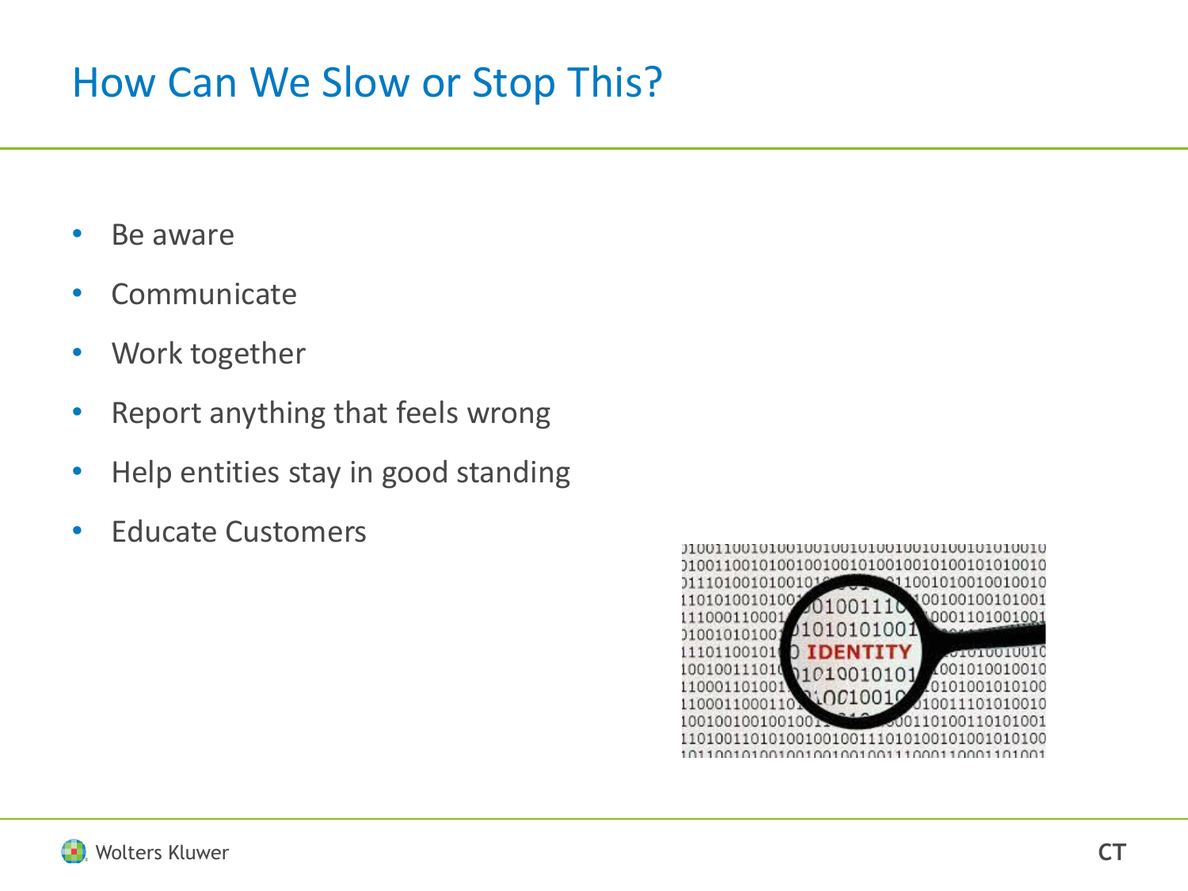# How Can We Slow or Stop This?

- Be aware
- Communicate
- Work together
- Report anything that feels wrong
- Help entities stay in good standing
- Educate Customers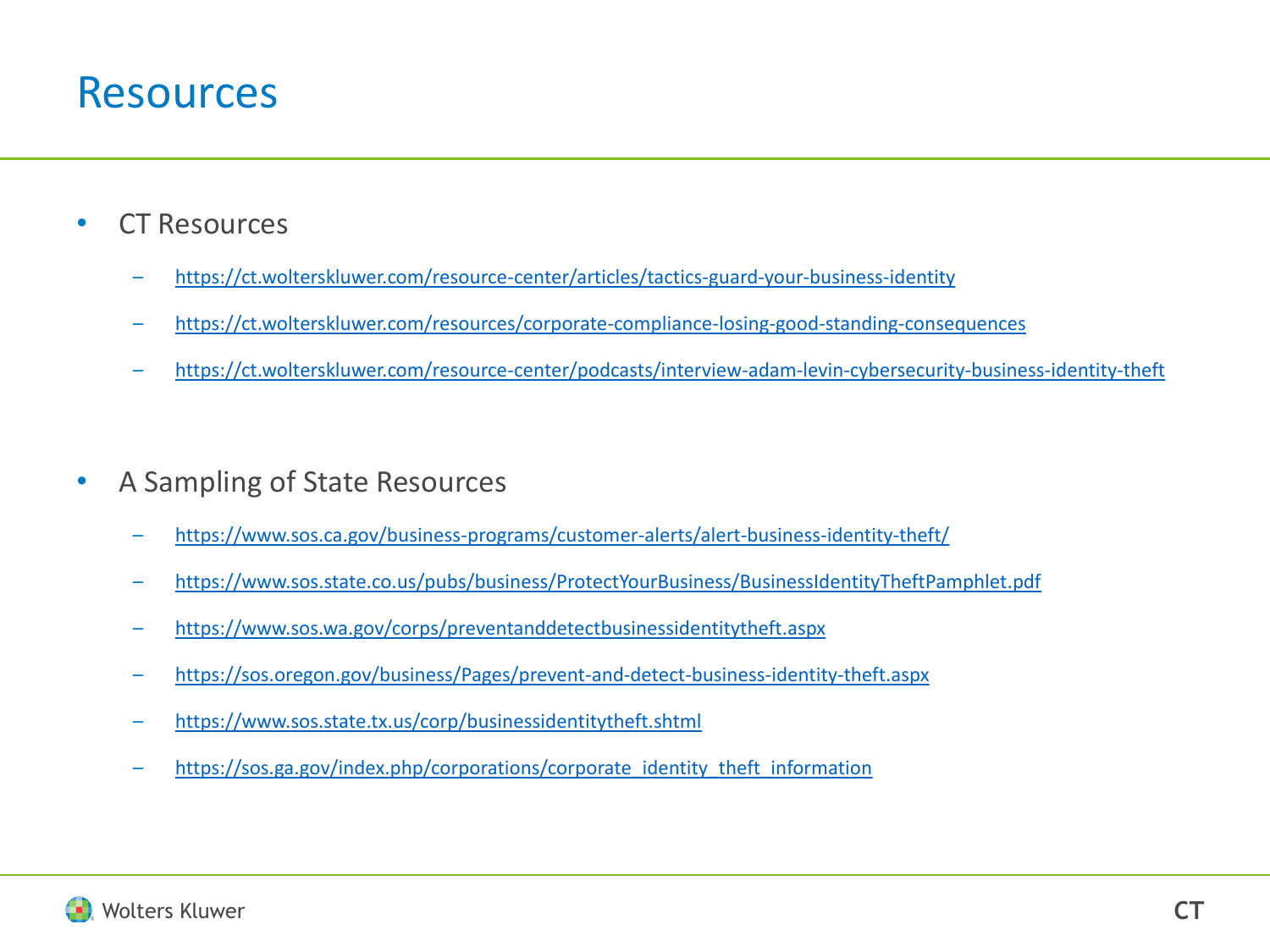# Resources

- CT Resources
  - https://ct.wolterskluwer.com/resource-center/articles/tactics-guard-your-business-identity
  - https://ct.wolterskluwer.com/resources/corporate-compliance-losing-good-standing-consequences
  - https://ct.wolterskluwer.com/resource-center/podcasts/interview-adam-levin-cybersecurity-business-identity-theft
- A Sampling of State Resources
  - https://www.sos.ca.gov/business-programs/customer-alerts/alert-business-identity-theft/
  - https://www.sos.state.co.us/pubs/business/ProtectYourBusiness/BusinessIdentityTheftPamphlet.pdf
  - https://www.sos.wa.gov/corps/preventanddetectbusinessidentitytheft.aspx
  - https://sos.oregon.gov/business/Pages/prevent-and-detect-business-identity-theft.aspx
  - https://www.sos.state.tx.us/corp/businessidentitytheft.shtml
  - https://sos.ga.gov/index.php/corporations/corporate_identity_theft_information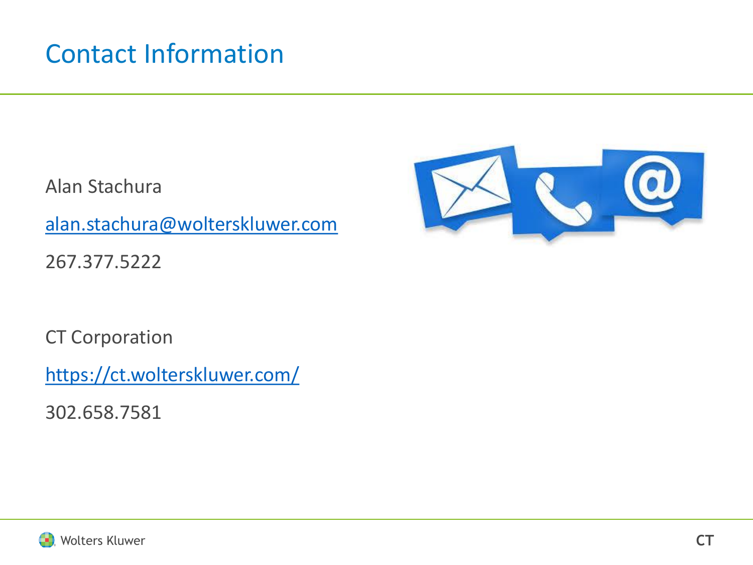# Contact Information

Alan Stachura

alan.stachura@wolterskluwer.com

267.377.5222

CT Corporation

https://ct.wolterskluwer.com/

302.658.7581